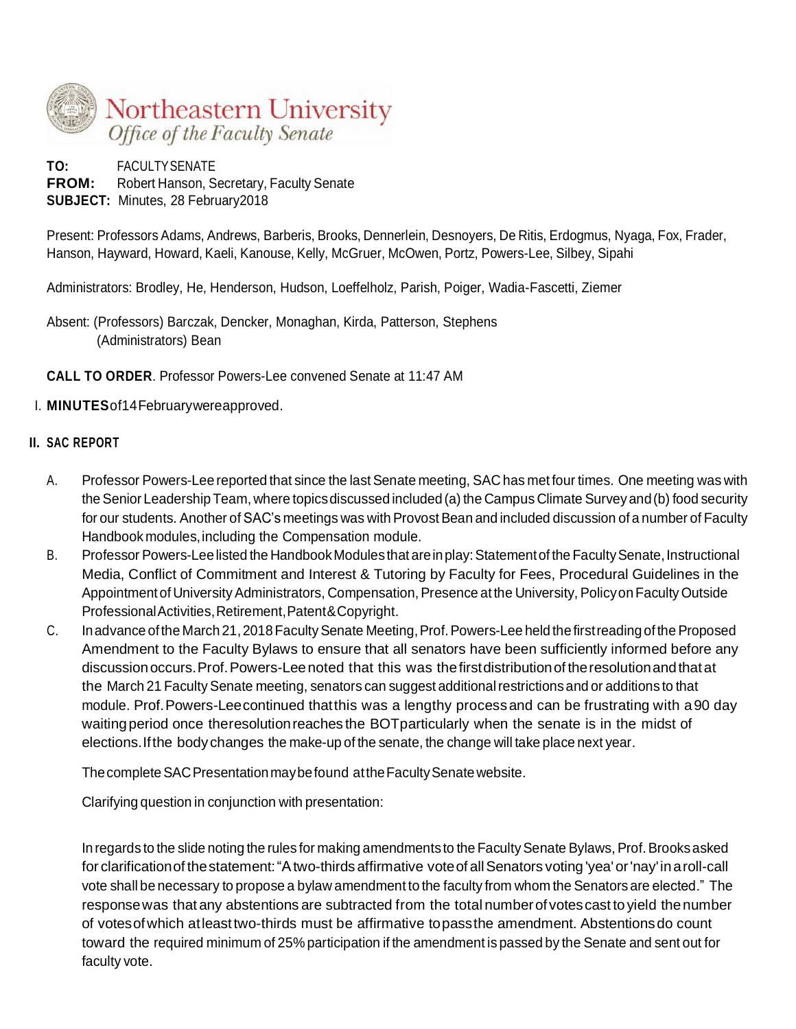Northeastern University
*Office of the Faculty Senate*

**TO:** FACULTY SENATE
**FROM:** Robert Hanson, Secretary, Faculty Senate
**SUBJECT:** Minutes, 28 February2018

Present: Professors Adams, Andrews, Barberis, Brooks, Dennerlein, Desnoyers, De Ritis, Erdogmus, Nyaga, Fox, Frader, Hanson, Hayward, Howard, Kaeli, Kanouse, Kelly, McGruer, McOwen, Portz, Powers-Lee, Silbey, Sipahi

Administrators: Brodley, He, Henderson, Hudson, Loeffelholz, Parish, Poiger, Wadia-Fascetti, Ziemer

Absent: (Professors) Barczak, Dencker, Monaghan, Kirda, Patterson, Stephens
(Administrators) Bean

**CALL TO ORDER**. Professor Powers-Lee convened Senate at 11:47 AM

I. **MINUTES** of 14 February were approved.

**II. SAC REPORT**

A. Professor Powers-Lee reported that since the last Senate meeting, SAC has met four times. One meeting was with the Senior Leadership Team, where topics discussed included (a) the Campus Climate Survey and (b) food security for our students. Another of SAC's meetings was with Provost Bean and included discussion of a number of Faculty Handbook modules, including the Compensation module.

B. Professor Powers-Lee listed the Handbook Modules that are in play: Statement of the Faculty Senate, Instructional Media, Conflict of Commitment and Interest & Tutoring by Faculty for Fees, Procedural Guidelines in the Appointment of University Administrators, Compensation, Presence at the University, Policy on Faculty Outside Professional Activities, Retirement, Patent & Copyright.

C. In advance of the March 21, 2018 Faculty Senate Meeting, Prof. Powers-Lee held the first reading of the Proposed Amendment to the Faculty Bylaws to ensure that all senators have been sufficiently informed before any discussion occurs. Prof. Powers-Lee noted that this was the first distribution of the resolution and that at the March 21 Faculty Senate meeting, senators can suggest additional restrictions and or additions to that module. Prof. Powers-Lee continued that this was a lengthy process and can be frustrating with a 90 day waiting period once the resolution reaches the BOT particularly when the senate is in the midst of elections. If the body changes the make-up of the senate, the change will take place next year.

The complete SAC Presentation may be found at the Faculty Senate website.

Clarifying question in conjunction with presentation:

In regards to the slide noting the rules for making amendments to the Faculty Senate Bylaws, Prof. Brooks asked for clarification of the statement: "A two-thirds affirmative vote of all Senators voting 'yea' or 'nay' in a roll-call vote shall be necessary to propose a bylaw amendment to the faculty from whom the Senators are elected." The response was that any abstentions are subtracted from the total number of votes cast to yield the number of votes of which at least two-thirds must be affirmative to pass the amendment. Abstentions do count toward the required minimum of 25% participation if the amendment is passed by the Senate and sent out for faculty vote.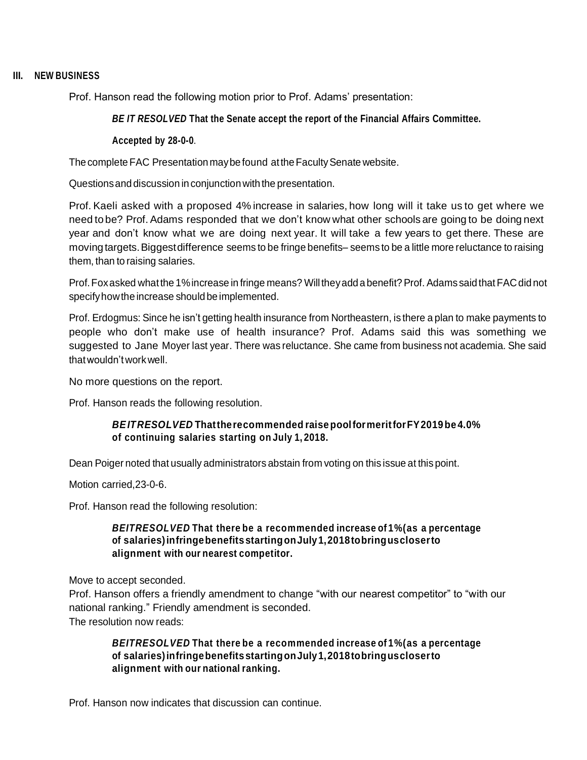## III. NEW BUSINESS

Prof. Hanson read the following motion prior to Prof. Adams' presentation:

> ***BE IT RESOLVED*** **That the Senate accept the report of the Financial Affairs Committee.**
>
> **Accepted by 28-0-0**.

The complete FAC Presentation may be found at the Faculty Senate website.

Questions and discussion in conjunction with the presentation.

Prof. Kaeli asked with a proposed 4% increase in salaries, how long will it take us to get where we need to be? Prof. Adams responded that we don't know what other schools are going to be doing next year and don't know what we are doing next year. It will take a few years to get there. These are moving targets. Biggest difference seems to be fringe benefits– seems to be a little more reluctance to raising them, than to raising salaries.

Prof. Fox asked what the 1% increase in fringe means? Will they add a benefit? Prof. Adams said that FAC did not specify how the increase should be implemented.

Prof. Erdogmus: Since he isn't getting health insurance from Northeastern, is there a plan to make payments to people who don't make use of health insurance? Prof. Adams said this was something we suggested to Jane Moyer last year. There was reluctance. She came from business not academia. She said that wouldn't work well.

No more questions on the report.

Prof. Hanson reads the following resolution.

> ***BE IT RESOLVED*** **That the recommended raise pool for merit for FY2019 be 4.0% of continuing salaries starting on July 1, 2018.**

Dean Poiger noted that usually administrators abstain from voting on this issue at this point.

Motion carried, 23-0-6.

Prof. Hanson read the following resolution:

> ***BE IT RESOLVED*** **That there be a recommended increase of 1% (as a percentage of salaries) in fringe benefits starting on July 1, 2018 to bring us closer to alignment with our nearest competitor.**

Move to accept seconded.
Prof. Hanson offers a friendly amendment to change "with our nearest competitor" to "with our national ranking." Friendly amendment is seconded.
The resolution now reads:

> ***BE IT RESOLVED*** **That there be a recommended increase of 1% (as a percentage of salaries) in fringe benefits starting on July 1, 2018 to bring us closer to alignment with our national ranking.**

Prof. Hanson now indicates that discussion can continue.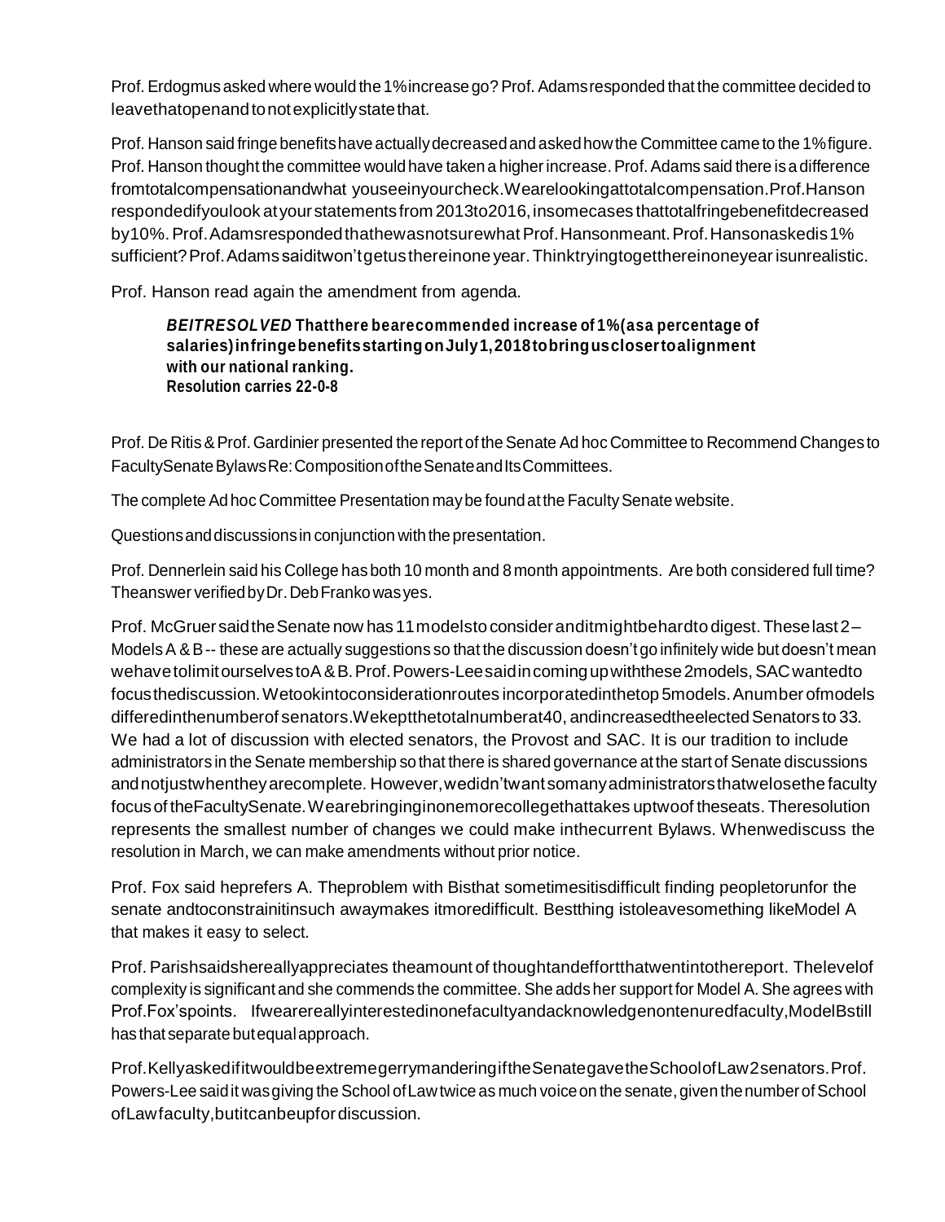Prof. Erdogmus asked where would the 1% increase go? Prof. Adams responded that the committee decided to leave that open and to not explicitly state that.

Prof. Hanson said fringe benefits have actually decreased and asked how the Committee came to the 1% figure. Prof. Hanson thought the committee would have taken a higher increase. Prof. Adams said there is a difference from total compensation and what you see in your check. We are looking at total compensation. Prof. Hanson responded if you look at your statements from 2013 to 2016, in some cases that total fringe benefit decreased by 10%. Prof. Adams responded that he was not sure what Prof. Hanson meant. Prof. Hanson asked is 1% sufficient? Prof. Adams said it won't get us there in one year. Think trying to get there in one year is unrealistic.

Prof. Hanson read again the amendment from agenda.

> ***BE IT RESOLVED*** **That there be a recommended increase of 1% (as a percentage of salaries) in fringe benefits starting on July 1, 2018 to bring us closer to alignment with our national ranking.**
> **Resolution carries 22-0-8**

Prof. De Ritis & Prof. Gardinier presented the report of the Senate Ad hoc Committee to Recommend Changes to Faculty Senate Bylaws Re: Composition of the Senate and Its Committees.

The complete Ad hoc Committee Presentation may be found at the Faculty Senate website.

Questions and discussions in conjunction with the presentation.

Prof. Dennerlein said his College has both 10 month and 8 month appointments. Are both considered full time? The answer verified by Dr. Deb Franko was yes.

Prof. McGruer said the Senate now has 11 models to consider and it might be hard to digest. These last 2 – Models A & B -- these are actually suggestions so that the discussion doesn't go infinitely wide but doesn't mean we have to limit ourselves to A & B. Prof. Powers-Lee said in coming up with these 2 models, SAC wanted to focus the discussion. We took into consideration routes incorporated in the top 5 models. A number of models differed in the number of senators. We kept the total number at 40, and increased the elected Senators to 33. We had a lot of discussion with elected senators, the Provost and SAC. It is our tradition to include administrators in the Senate membership so that there is shared governance at the start of Senate discussions and not just when they are complete. However, we didn't want so many administrators that we lose the faculty focus of the Faculty Senate. We are bringing in one more college that takes up two of these seats. The resolution represents the smallest number of changes we could make in the current Bylaws. When we discuss the resolution in March, we can make amendments without prior notice.

Prof. Fox said he prefers A. The problem with B is that sometimes it is difficult finding people to run for the senate and to constrain it in such a way makes it more difficult. Best thing is to leave something like Model A that makes it easy to select.

Prof. Parish said she really appreciates the amount of thought and effort that went into the report. The level of complexity is significant and she commends the committee. She adds her support for Model A. She agrees with Prof. Fox's points. If we are really interested in one faculty and acknowledge non tenured faculty, Model B still has that separate but equal approach.

Prof. Kelly asked if it would be extreme gerrymandering if the Senate gave the School of Law 2 senators. Prof. Powers-Lee said it was giving the School of Law twice as much voice on the senate, given the number of School of Law faculty, but it can be up for discussion.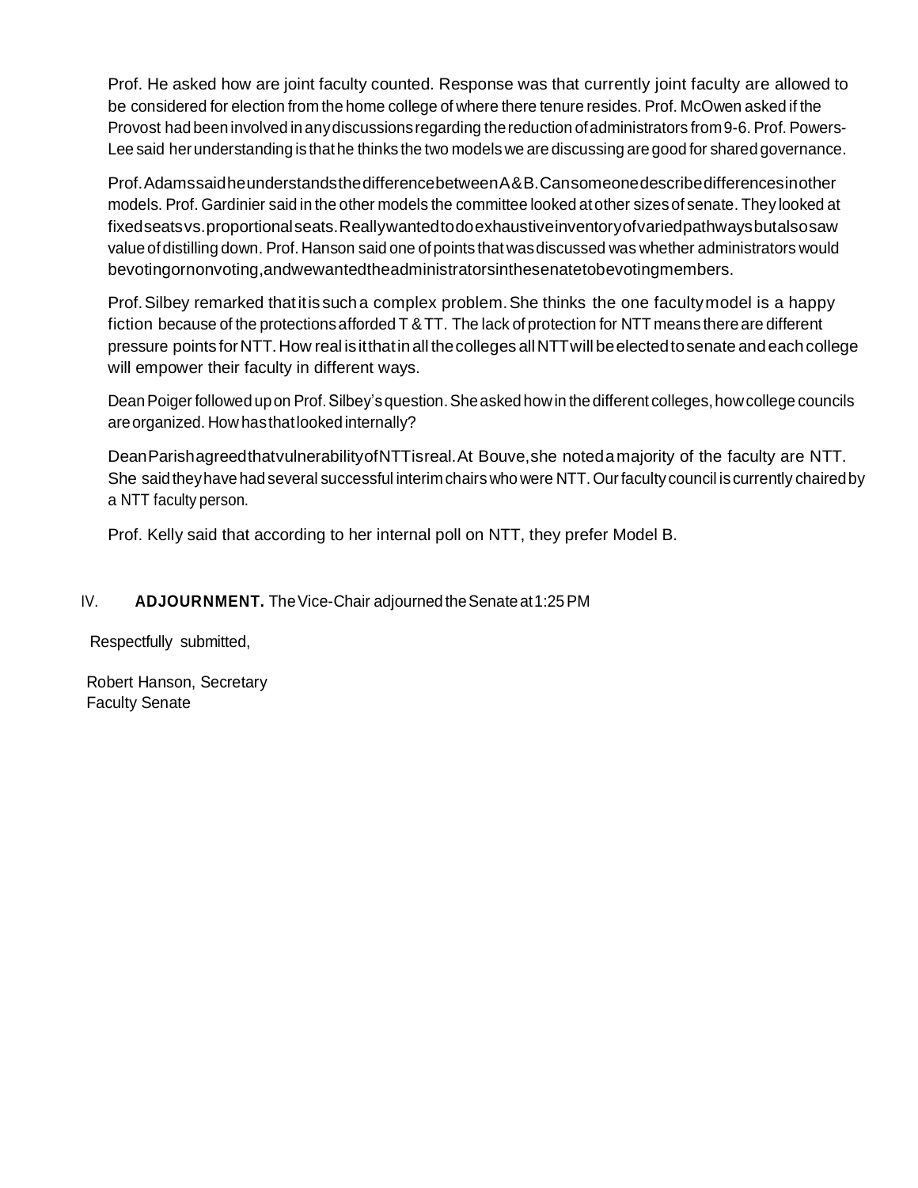Prof. He asked how are joint faculty counted. Response was that currently joint faculty are allowed to be considered for election from the home college of where there tenure resides. Prof. McOwen asked if the Provost had been involved in any discussions regarding the reduction of administrators from 9-6. Prof. Powers-Lee said her understanding is that he thinks the two models we are discussing are good for shared governance.

Prof. Adams said he understands the difference between A&B. Can someone describe differences in other models. Prof. Gardinier said in the other models the committee looked at other sizes of senate. They looked at fixed seats vs. proportional seats. Really wanted to do exhaustive inventory of varied pathways but also saw value of distilling down. Prof. Hanson said one of points that was discussed was whether administrators would be voting or nonvoting, and we wanted the administrators in the senate to be voting members.

Prof. Silbey remarked that it is such a complex problem. She thinks the one faculty model is a happy fiction because of the protections afforded T & TT. The lack of protection for NTT means there are different pressure points for NTT. How real is it that in all the colleges all NTT will be elected to senate and each college will empower their faculty in different ways.

Dean Poiger followed up on Prof. Silbey's question. She asked how in the different colleges, how college councils are organized. How has that looked internally?

Dean Parish agreed that vulnerability of NTT is real. At Bouve, she noted a majority of the faculty are NTT. She said they have had several successful interim chairs who were NTT. Our faculty council is currently chaired by a NTT faculty person.

Prof. Kelly said that according to her internal poll on NTT, they prefer Model B.

IV. **ADJOURNMENT.** The Vice-Chair adjourned the Senate at 1:25 PM

Respectfully submitted,

Robert Hanson, Secretary
Faculty Senate